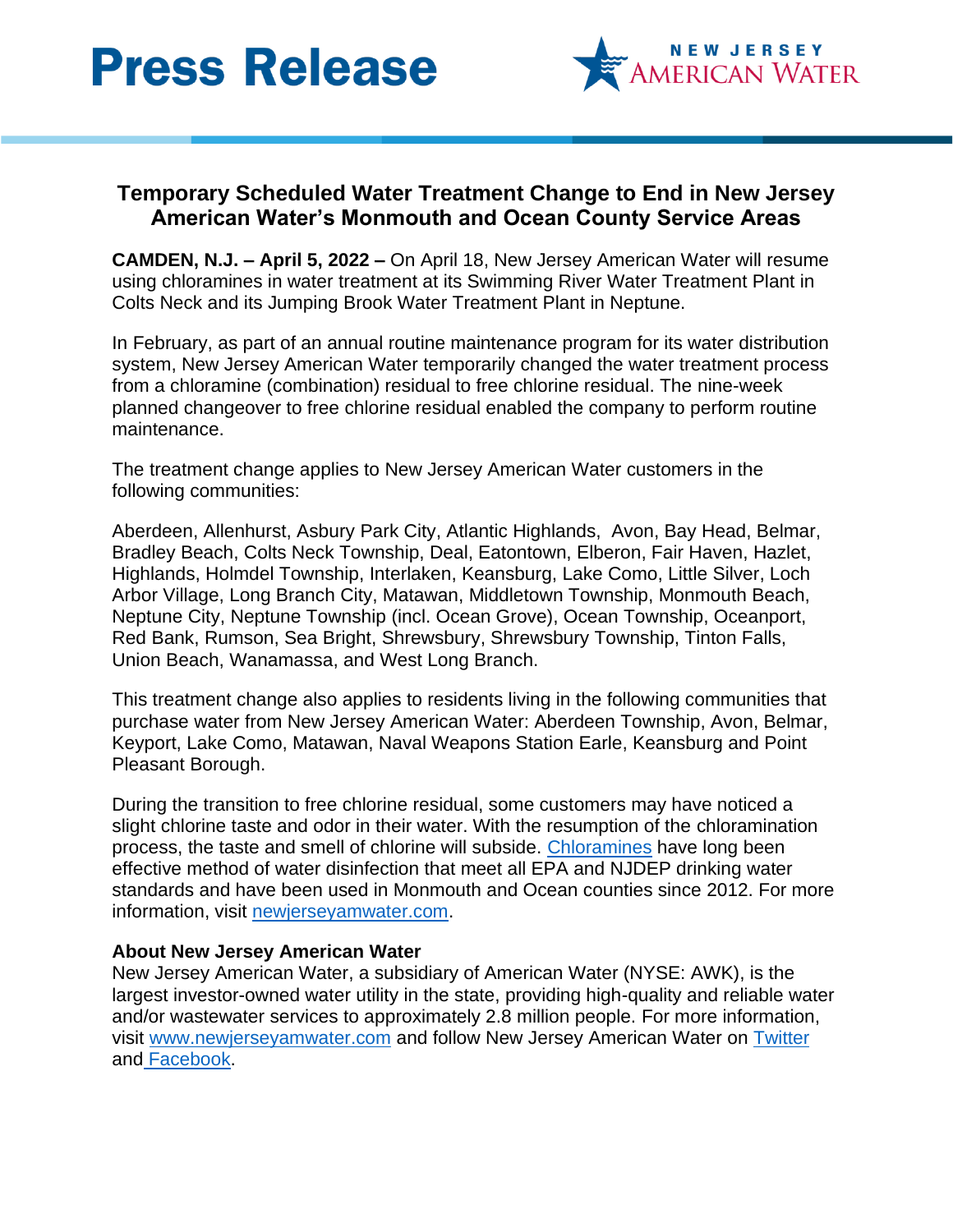# Press Release

NEW JERSEY AMERICAN WATER

## Temporary Scheduled Water Treatment Change to End in New Jersey American Water's Monmouth and Ocean County Service Areas

**CAMDEN, N.J. – April 5, 2022 –** On April 18, New Jersey American Water will resume using chloramines in water treatment at its Swimming River Water Treatment Plant in Colts Neck and its Jumping Brook Water Treatment Plant in Neptune.

In February, as part of an annual routine maintenance program for its water distribution system, New Jersey American Water temporarily changed the water treatment process from a chloramine (combination) residual to free chlorine residual. The nine-week planned changeover to free chlorine residual enabled the company to perform routine maintenance.

The treatment change applies to New Jersey American Water customers in the following communities:

Aberdeen, Allenhurst, Asbury Park City, Atlantic Highlands, Avon, Bay Head, Belmar, Bradley Beach, Colts Neck Township, Deal, Eatontown, Elberon, Fair Haven, Hazlet, Highlands, Holmdel Township, Interlaken, Keansburg, Lake Como, Little Silver, Loch Arbor Village, Long Branch City, Matawan, Middletown Township, Monmouth Beach, Neptune City, Neptune Township (incl. Ocean Grove), Ocean Township, Oceanport, Red Bank, Rumson, Sea Bright, Shrewsbury, Shrewsbury Township, Tinton Falls, Union Beach, Wanamassa, and West Long Branch.

This treatment change also applies to residents living in the following communities that purchase water from New Jersey American Water: Aberdeen Township, Avon, Belmar, Keyport, Lake Como, Matawan, Naval Weapons Station Earle, Keansburg and Point Pleasant Borough.

During the transition to free chlorine residual, some customers may have noticed a slight chlorine taste and odor in their water. With the resumption of the chloramination process, the taste and smell of chlorine will subside. Chloramines have long been effective method of water disinfection that meet all EPA and NJDEP drinking water standards and have been used in Monmouth and Ocean counties since 2012. For more information, visit newjerseyamwater.com.

**About New Jersey American Water**

New Jersey American Water, a subsidiary of American Water (NYSE: AWK), is the largest investor-owned water utility in the state, providing high-quality and reliable water and/or wastewater services to approximately 2.8 million people. For more information, visit www.newjerseyamwater.com and follow New Jersey American Water on Twitter and Facebook.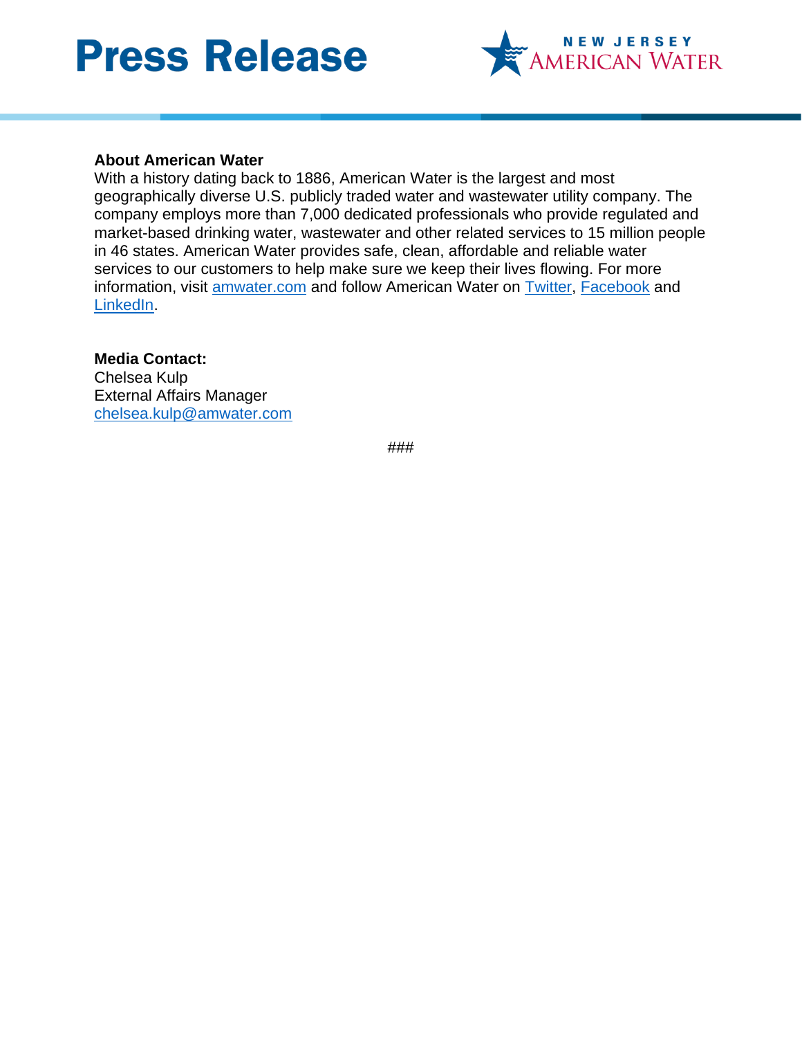**About American Water**

With a history dating back to 1886, American Water is the largest and most geographically diverse U.S. publicly traded water and wastewater utility company. The company employs more than 7,000 dedicated professionals who provide regulated and market-based drinking water, wastewater and other related services to 15 million people in 46 states. American Water provides safe, clean, affordable and reliable water services to our customers to help make sure we keep their lives flowing. For more information, visit amwater.com and follow American Water on Twitter, Facebook and LinkedIn.

**Media Contact:**
Chelsea Kulp
External Affairs Manager
chelsea.kulp@amwater.com

###